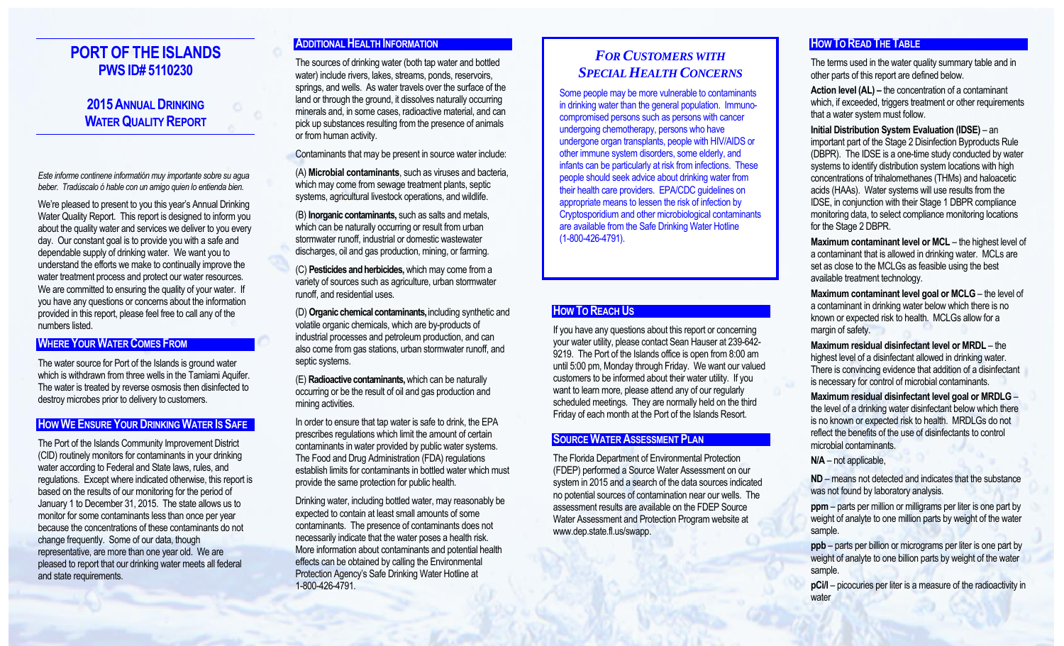# PORT OF THE ISLANDS
## PWS ID# 5110230

## 2015 ANNUAL DRINKING WATER QUALITY REPORT

*Este informe continene información muy importante sobre su agua beber. Tradúscalo ó hable con un amigo quien lo entienda bien.*

We're pleased to present to you this year's Annual Drinking Water Quality Report. This report is designed to inform you about the quality water and services we deliver to you every day. Our constant goal is to provide you with a safe and dependable supply of drinking water. We want you to understand the efforts we make to continually improve the water treatment process and protect our water resources. We are committed to ensuring the quality of your water. If you have any questions or concerns about the information provided in this report, please feel free to call any of the numbers listed.

### WHERE YOUR WATER COMES FROM

The water source for Port of the Islands is ground water which is withdrawn from three wells in the Tamiami Aquifer. The water is treated by reverse osmosis then disinfected to destroy microbes prior to delivery to customers.

### HOW WE ENSURE YOUR DRINKING WATER IS SAFE

The Port of the Islands Community Improvement District (CID) routinely monitors for contaminants in your drinking water according to Federal and State laws, rules, and regulations. Except where indicated otherwise, this report is based on the results of our monitoring for the period of January 1 to December 31, 2015. The state allows us to monitor for some contaminants less than once per year because the concentrations of these contaminants do not change frequently. Some of our data, though representative, are more than one year old. We are pleased to report that our drinking water meets all federal and state requirements.

### ADDITIONAL HEALTH INFORMATION

The sources of drinking water (both tap water and bottled water) include rivers, lakes, streams, ponds, reservoirs, springs, and wells. As water travels over the surface of the land or through the ground, it dissolves naturally occurring minerals and, in some cases, radioactive material, and can pick up substances resulting from the presence of animals or from human activity.

Contaminants that may be present in source water include:

(A) **Microbial contaminants**, such as viruses and bacteria, which may come from sewage treatment plants, septic systems, agricultural livestock operations, and wildlife.

(B) **Inorganic contaminants,** such as salts and metals, which can be naturally occurring or result from urban stormwater runoff, industrial or domestic wastewater discharges, oil and gas production, mining, or farming.

(C) **Pesticides and herbicides,** which may come from a variety of sources such as agriculture, urban stormwater runoff, and residential uses.

(D) **Organic chemical contaminants,** including synthetic and volatile organic chemicals, which are by-products of industrial processes and petroleum production, and can also come from gas stations, urban stormwater runoff, and septic systems.

(E) **Radioactive contaminants,** which can be naturally occurring or be the result of oil and gas production and mining activities.

In order to ensure that tap water is safe to drink, the EPA prescribes regulations which limit the amount of certain contaminants in water provided by public water systems. The Food and Drug Administration (FDA) regulations establish limits for contaminants in bottled water which must provide the same protection for public health.

Drinking water, including bottled water, may reasonably be expected to contain at least small amounts of some contaminants. The presence of contaminants does not necessarily indicate that the water poses a health risk. More information about contaminants and potential health effects can be obtained by calling the Environmental Protection Agency's Safe Drinking Water Hotline at 1-800-426-4791.

### *FOR CUSTOMERS WITH SPECIAL HEALTH CONCERNS*

Some people may be more vulnerable to contaminants in drinking water than the general population. Immuno-compromised persons such as persons with cancer undergoing chemotherapy, persons who have undergone organ transplants, people with HIV/AIDS or other immune system disorders, some elderly, and infants can be particularly at risk from infections. These people should seek advice about drinking water from their health care providers. EPA/CDC guidelines on appropriate means to lessen the risk of infection by Cryptosporidium and other microbiological contaminants are available from the Safe Drinking Water Hotline (1-800-426-4791).

### HOW TO REACH US

If you have any questions about this report or concerning your water utility, please contact Sean Hauser at 239-642-9219. The Port of the Islands office is open from 8:00 am until 5:00 pm, Monday through Friday. We want our valued customers to be informed about their water utility. If you want to learn more, please attend any of our regularly scheduled meetings. They are normally held on the third Friday of each month at the Port of the Islands Resort.

### SOURCE WATER ASSESSMENT PLAN

The Florida Department of Environmental Protection (FDEP) performed a Source Water Assessment on our system in 2015 and a search of the data sources indicated no potential sources of contamination near our wells. The assessment results are available on the FDEP Source Water Assessment and Protection Program website at www.dep.state.fl.us/swapp.

### HOW TO READ THE TABLE

The terms used in the water quality summary table and in other parts of this report are defined below.

**Action level (AL) –** the concentration of a contaminant which, if exceeded, triggers treatment or other requirements that a water system must follow.

**Initial Distribution System Evaluation (IDSE)** – an important part of the Stage 2 Disinfection Byproducts Rule (DBPR). The IDSE is a one-time study conducted by water systems to identify distribution system locations with high concentrations of trihalomethanes (THMs) and haloacetic acids (HAAs). Water systems will use results from the IDSE, in conjunction with their Stage 1 DBPR compliance monitoring data, to select compliance monitoring locations for the Stage 2 DBPR.

**Maximum contaminant level or MCL** – the highest level of a contaminant that is allowed in drinking water. MCLs are set as close to the MCLGs as feasible using the best available treatment technology.

**Maximum contaminant level goal or MCLG** – the level of a contaminant in drinking water below which there is no known or expected risk to health. MCLGs allow for a margin of safety.

**Maximum residual disinfectant level or MRDL** – the highest level of a disinfectant allowed in drinking water. There is convincing evidence that addition of a disinfectant is necessary for control of microbial contaminants.

**Maximum residual disinfectant level goal or MRDLG** – the level of a drinking water disinfectant below which there is no known or expected risk to health. MRDLGs do not reflect the benefits of the use of disinfectants to control microbial contaminants.

**N/A** – not applicable,

**ND** – means not detected and indicates that the substance was not found by laboratory analysis.

**ppm** – parts per million or milligrams per liter is one part by weight of analyte to one million parts by weight of the water sample.

**ppb** – parts per billion or micrograms per liter is one part by weight of analyte to one billion parts by weight of the water sample.

**pCi/l** – picocuries per liter is a measure of the radioactivity in water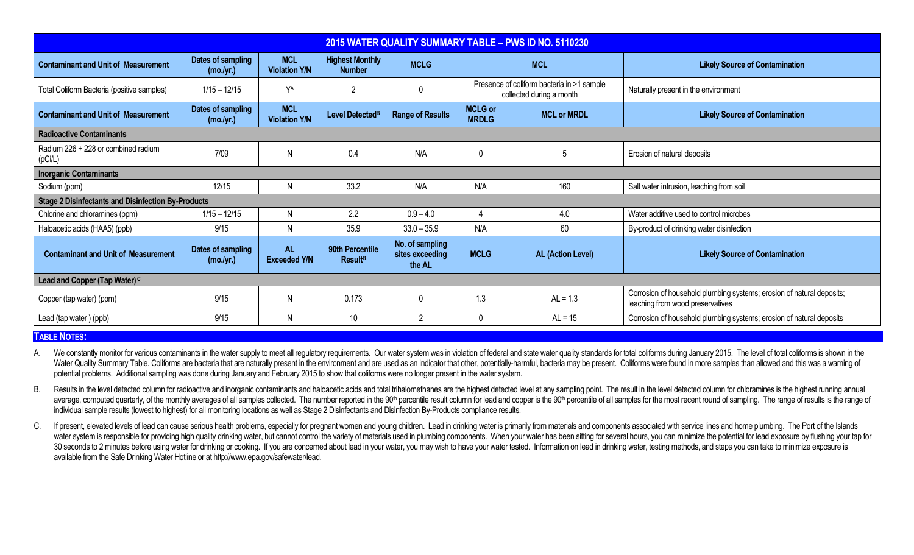| 2015 WATER QUALITY SUMMARY TABLE – PWS ID NO. 5110230 | | | | | | | |
|---|---|---|---|---|---|---|---|
| **Contaminant and Unit of Measurement** | **Dates of sampling (mo./yr.)** | **MCL Violation Y/N** | **Highest Monthly Number** | **MCLG** | **MCL** | | **Likely Source of Contamination** |
| Total Coliform Bacteria (positive samples) | 1/15 – 12/15 | Y[A] | 2 | 0 | Presence of coliform bacteria in >1 sample collected during a month | | Naturally present in the environment |
| **Contaminant and Unit of Measurement** | **Dates of sampling (mo./yr.)** | **MCL Violation Y/N** | **Level Detected[B]** | **Range of Results** | **MCLG or MRDLG** | **MCL or MRDL** | **Likely Source of Contamination** |
| **Radioactive Contaminants** | | | | | | | |
| Radium 226 + 228 or combined radium (pCi/L) | 7/09 | N | 0.4 | N/A | 0 | 5 | Erosion of natural deposits |
| **Inorganic Contaminants** | | | | | | | |
| Sodium (ppm) | 12/15 | N | 33.2 | N/A | N/A | 160 | Salt water intrusion, leaching from soil |
| **Stage 2 Disinfectants and Disinfection By-Products** | | | | | | | |
| Chlorine and chloramines (ppm) | 1/15 – 12/15 | N | 2.2 | 0.9 – 4.0 | 4 | 4.0 | Water additive used to control microbes |
| Haloacetic acids (HAA5) (ppb) | 9/15 | N | 35.9 | 33.0 – 35.9 | N/A | 60 | By-product of drinking water disinfection |
| **Contaminant and Unit of Measurement** | **Dates of sampling (mo./yr.)** | **AL Exceeded Y/N** | **90th Percentile Result[B]** | **No. of sampling sites exceeding the AL** | **MCLG** | **AL (Action Level)** | **Likely Source of Contamination** |
| **Lead and Copper (Tap Water)[C]** | | | | | | | |
| Copper (tap water) (ppm) | 9/15 | N | 0.173 | 0 | 1.3 | AL = 1.3 | Corrosion of household plumbing systems; erosion of natural deposits; leaching from wood preservatives |
| Lead (tap water ) (ppb) | 9/15 | N | 10 | 2 | 0 | AL = 15 | Corrosion of household plumbing systems; erosion of natural deposits |

**TABLE NOTES:**

A. We constantly monitor for various contaminants in the water supply to meet all regulatory requirements. Our water system was in violation of federal and state water quality standards for total coliforms during January 2015. The level of total coliforms is shown in the Water Quality Summary Table. Coliforms are bacteria that are naturally present in the environment and are used as an indicator that other, potentially-harmful, bacteria may be present. Coliforms were found in more samples than allowed and this was a warning of potential problems. Additional sampling was done during January and February 2015 to show that coliforms were no longer present in the water system.

B. Results in the level detected column for radioactive and inorganic contaminants and haloacetic acids and total trihalomethanes are the highest detected level at any sampling point. The result in the level detected column for chloramines is the highest running annual average, computed quarterly, of the monthly averages of all samples collected. The number reported in the 90th percentile result column for lead and copper is the 90th percentile of all samples for the most recent round of sampling. The range of results is the range of individual sample results (lowest to highest) for all monitoring locations as well as Stage 2 Disinfectants and Disinfection By-Products compliance results.

C. If present, elevated levels of lead can cause serious health problems, especially for pregnant women and young children. Lead in drinking water is primarily from materials and components associated with service lines and home plumbing. The Port of the Islands water system is responsible for providing high quality drinking water, but cannot control the variety of materials used in plumbing components. When your water has been sitting for several hours, you can minimize the potential for lead exposure by flushing your tap for 30 seconds to 2 minutes before using water for drinking or cooking. If you are concerned about lead in your water, you may wish to have your water tested. Information on lead in drinking water, testing methods, and steps you can take to minimize exposure is available from the Safe Drinking Water Hotline or at http://www.epa.gov/safewater/lead.